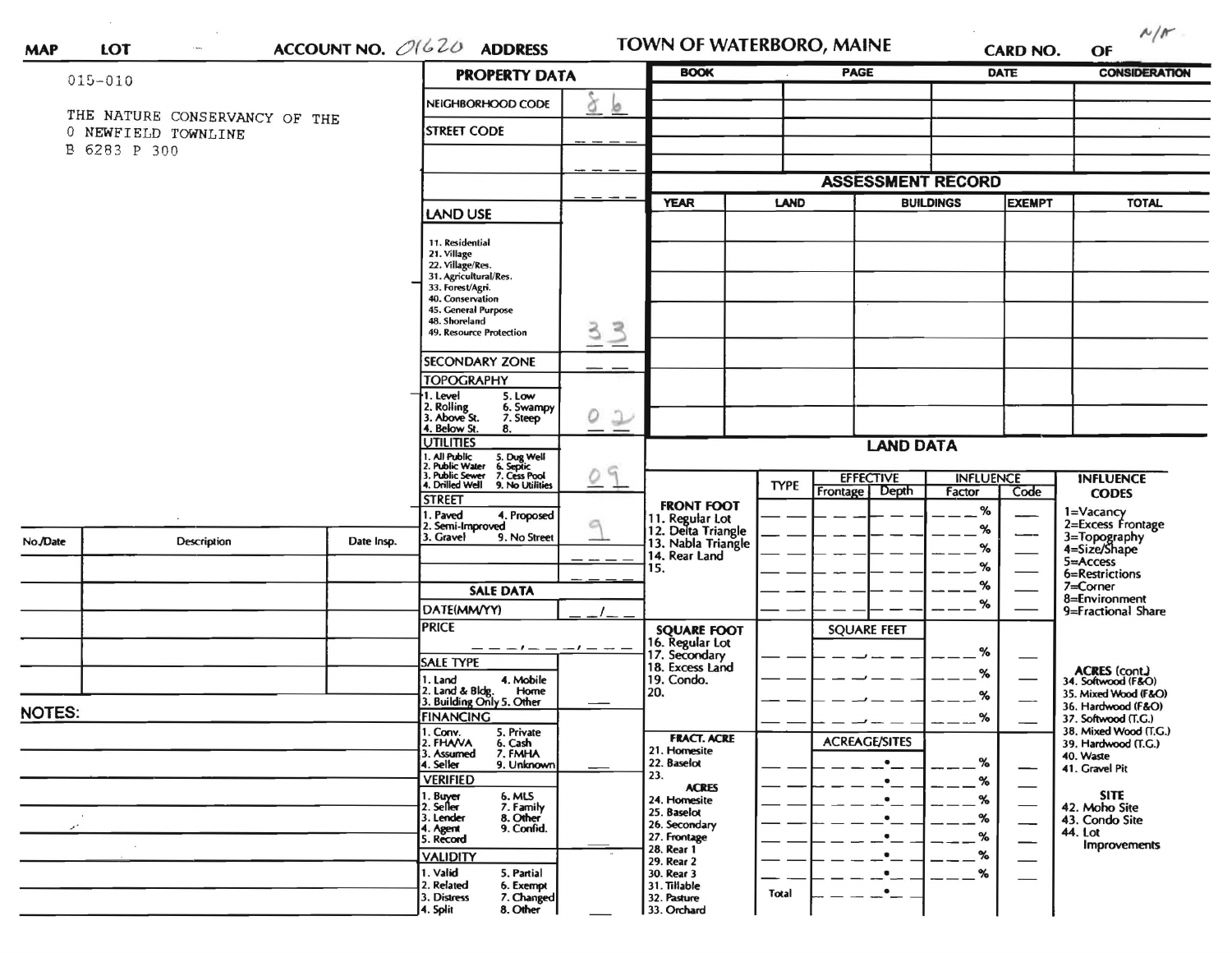MAP | LOT | ACCOUNT NO. 01620 | ADDRESS | **TOWN OF WATERBORO, MAINE** | CARD NO. | OF N/A

015-010

THE NATURE CONSERVANCY OF THE
0 NEWFIELD TOWNLINE
B 6283 P 300

## PROPERTY DATA

| Field | Value |
|---|---|
| NEIGHBORHOOD CODE | 86 |
| STREET CODE | |
| LAND USE (11. Residential, 21. Village, 22. Village/Res., 31. Agricultural/Res., 33. Forest/Agri., 40. Conservation, 45. General Purpose, 48. Shoreland, 49. Resource Protection) | 33 |
| SECONDARY ZONE | |
| TOPOGRAPHY (1. Level, 2. Rolling, 3. Above St., 4. Below St., 5. Low, 6. Swampy, 7. Steep, 8.) | 02 |
| UTILITIES (1. All Public, 2. Public Water, 3. Public Sewer, 4. Drilled Well, 5. Dug Well, 6. Septic, 7. Cess Pool, 9. No Utilities) | 09 |
| STREET (1. Paved, 2. Semi-Improved, 3. Gravel, 4. Proposed, 9. No Street) | 9 |

## SALE DATA

| Field | Value |
|---|---|
| DATE(MM/YY) | |
| PRICE | |
| SALE TYPE (1. Land, 2. Land & Bldg., 3. Building Only, 4. Mobile Home, 5. Other) | |
| FINANCING (1. Conv., 2. FHA/VA, 3. Assumed, 4. Seller, 5. Private, 6. Cash, 7. FMHA, 9. Unknown) | |
| VERIFIED (1. Buyer, 2. Seller, 3. Lender, 4. Agent, 5. Record, 6. MLS, 7. Family, 8. Other, 9. Confid.) | |
| VALIDITY (1. Valid, 2. Related, 3. Distress, 4. Split, 5. Partial, 6. Exempt, 7. Changed, 8. Other) | |

| BOOK | PAGE | DATE | CONSIDERATION |
|---|---|---|---|
| | | | |

## ASSESSMENT RECORD

| YEAR | LAND | BUILDINGS | EXEMPT | TOTAL |
|---|---|---|---|---|
| | | | | |

## LAND DATA

| | TYPE | EFFECTIVE Frontage | EFFECTIVE Depth | INFLUENCE Factor | INFLUENCE Code |
|---|---|---|---|---|---|
| FRONT FOOT: 11. Regular Lot, 12. Delta Triangle, 13. Nabla Triangle, 14. Rear Land, 15. | | | | % | |
| SQUARE FOOT: 16. Regular Lot, 17. Secondary, 18. Excess Land, 19. Condo., 20. | | SQUARE FEET | | % | |
| FRACT. ACRE: 21. Homesite, 22. Baselot, 23. ACRES: 24. Homesite, 25. Baselot, 26. Secondary, 27. Frontage, 28. Rear 1, 29. Rear 2, 30. Rear 3, 31. Tillable, 32. Pasture, 33. Orchard | | ACREAGE/SITES | | % | |
| | Total | | | | |

INFLUENCE CODES: 1=Vacancy, 2=Excess Frontage, 3=Topography, 4=Size/Shape, 5=Access, 6=Restrictions, 7=Corner, 8=Environment, 9=Fractional Share

ACRES (cont.): 34. Softwood (F&O), 35. Mixed Wood (F&O), 36. Hardwood (F&O), 37. Softwood (T.G.), 38. Mixed Wood (T.G.), 39. Hardwood (T.G.), 40. Waste, 41. Gravel Pit

SITE: 42. Moho Site, 43. Condo Site, 44. Lot Improvements

| No./Date | Description | Date Insp. |
|---|---|---|
| | | |

NOTES: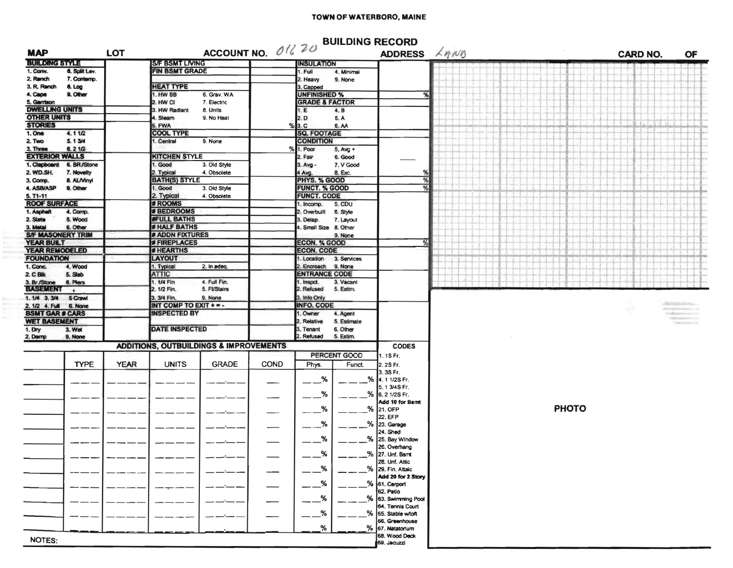# TOWN OF WATERBORO, MAINE

## BUILDING RECORD

MAP | LOT | ACCOUNT NO. 01620 | ADDRESS LAND | CARD NO. | OF

| | | | | | |
|---|---|---|---|---|---|
| **BUILDING STYLE** | | **S/F BSMT LIVING** | | **INSULATION** | |
| 1. Conv. 6. Split Lev. | | **FIN BSMT GRADE** | | 1. Full 4. Minimal | |
| 2. Ranch 7. Contemp. | | | | 2. Heavy 9. None | |
| 3. R. Ranch 8. Log | | **HEAT TYPE** | | 3. Capped | |
| 4. Cape 9. Other | | 1. HW BB 6. Grav. WA | | **UNFINISHED %** | % |
| 5. Garrison | | 2. HW CI 7. Electric | | **GRADE & FACTOR** | |
| **DWELLING UNITS** | | 3. HW Radiant 8. Units | | 1. E 4. B | |
| **OTHER UNITS** | | 4. Steam 9. No Heat | | 2. D 5. A | |
| **STORIES** | | 5. FWA | % | 3. C 6. AA | |
| 1. One 4. 1 1/2 | | **COOL TYPE** | | **SQ. FOOTAGE** | |
| 2. Two 5. 1 3/4 | | 1. Central 9. None | | **CONDITION** | |
| 3. Three 6. 2 1/2 | | | % | 1. Poor 5. Avg + | |
| **EXTERIOR WALLS** | | **KITCHEN STYLE** | | 2. Fair 6. Good | |
| 1. Clapboard 6. BR/Stone | | 1. Good 3. Old Style | | 3. Avg - 7. V Good | |
| 2. WD.SH. 7. Novelty | | 2. Typical 4. Obsolete | | 4. Avg. 8. Exc. | % |
| 3. Comp. 8. AL/Vinyl | | **BATH(S) STYLE** | | **PHYS. % GOOD** | % |
| 4. ASB/ASP 9. Other | | 1. Good 3. Old Style | | **FUNCT. % GOOD** | % |
| 5. T1-11 | | 2. Typical 4. Obsolete | | **FUNCT. CODE** | |
| **ROOF SURFACE** | | **# ROOMS** | | 1. Incomp. 5. CDU | |
| 1. Asphalt 4. Comp. | | **# BEDROOMS** | | 2. Overbuilt 6. Style | |
| 2. Slate 5. Wood | | **#FULL BATHS** | | 3. Delap. 7. Layout | |
| 3. Metal 6. Other | | **# HALF BATHS** | | 4. Small Size 8. Other | |
| **S/F MASONERY TRIM** | | **# ADDN FIXTURES** | | 9. None | |
| **YEAR BUILT** | | **# FIREPLACES** | | **ECON. % GOOD** | % |
| **YEAR REMODELED** | | **# HEARTHS** | | **ECON. CODE** | |
| **FOUNDATION** | | **LAYOUT** | | 1. Location 3. Services | |
| 1. Conc. 4. Wood | | 1. Typical 2. In adeq. | | 2. Encroach 9. None | |
| 2. C Blk 5. Slab | | **ATTIC** | | **ENTRANCE CODE** | |
| 3. Br./Stone 6. Piers | | 1. 1/4 Fin 4. Full Fin. | | 1. Inspct. 3. Vacant | |
| **BASEMENT** | | 2. 1/2 Fin. 5. Fl/Stairs | | 2. Refused 5. Estim. | |
| 1. 1/4 3. 3/4 5 Crawl | | 3. 3/4 Fin. 9. None | | 3. Info Only | |
| 2. 1/2 4. Full 6. None | | **INT COMP TO EXIT + = -** | | **INFO. CODE** | |
| **BSMT GAR # CARS** | | **INSPECTED BY** | | 1. Owner 4. Agent | |
| **WET BASEMENT** | | | | 2. Relative 5. Estimate | |
| 1. Dry 3. Wet | | **DATE INSPECTED** | | 3. Tenant 6. Other | |
| 2. Damp 9. None | | | | 2. Refused 5. Estim. | |

### ADDITIONS, OUTBUILDINGS & IMPROVEMENTS

| | TYPE | YEAR | UNITS | GRADE | COND | PERCENT GOOD Phys. | Funct. |
|---|---|---|---|---|---|---|---|
| | | | | | | % | % |
| | | | | | | % | % |
| | | | | | | % | % |
| | | | | | | % | % |
| | | | | | | % | % |
| | | | | | | % | % |
| | | | | | | % | % |
| | | | | | | % | % |
| | | | | | | % | % |
| | | | | | | % | % |
| | | | | | | % | % |

**CODES**
1. 1S Fr.
2. 2S Fr.
3. 3S Fr.
4. 1 1/2S Fr.
5. 1 3/4S Fr.
6. 2 1/2S Fr.

**Add 10 for Bsmt**
21. OFP
22. EFP
23. Garage
24. Shed
25. Bay Window
26. Overhang
27. Unf. Bsmt
28. Unf. Attic
29. Fin. Attaic

**Add 20 for 2 Story**
61. Carport
62. Patio
63. Swimming Pool
64. Tennis Court
65. Stable w/loft
66. Greenhouse
67. Natatorium
68. Wood Deck
69. Jacuzzi

NOTES:

PHOTO